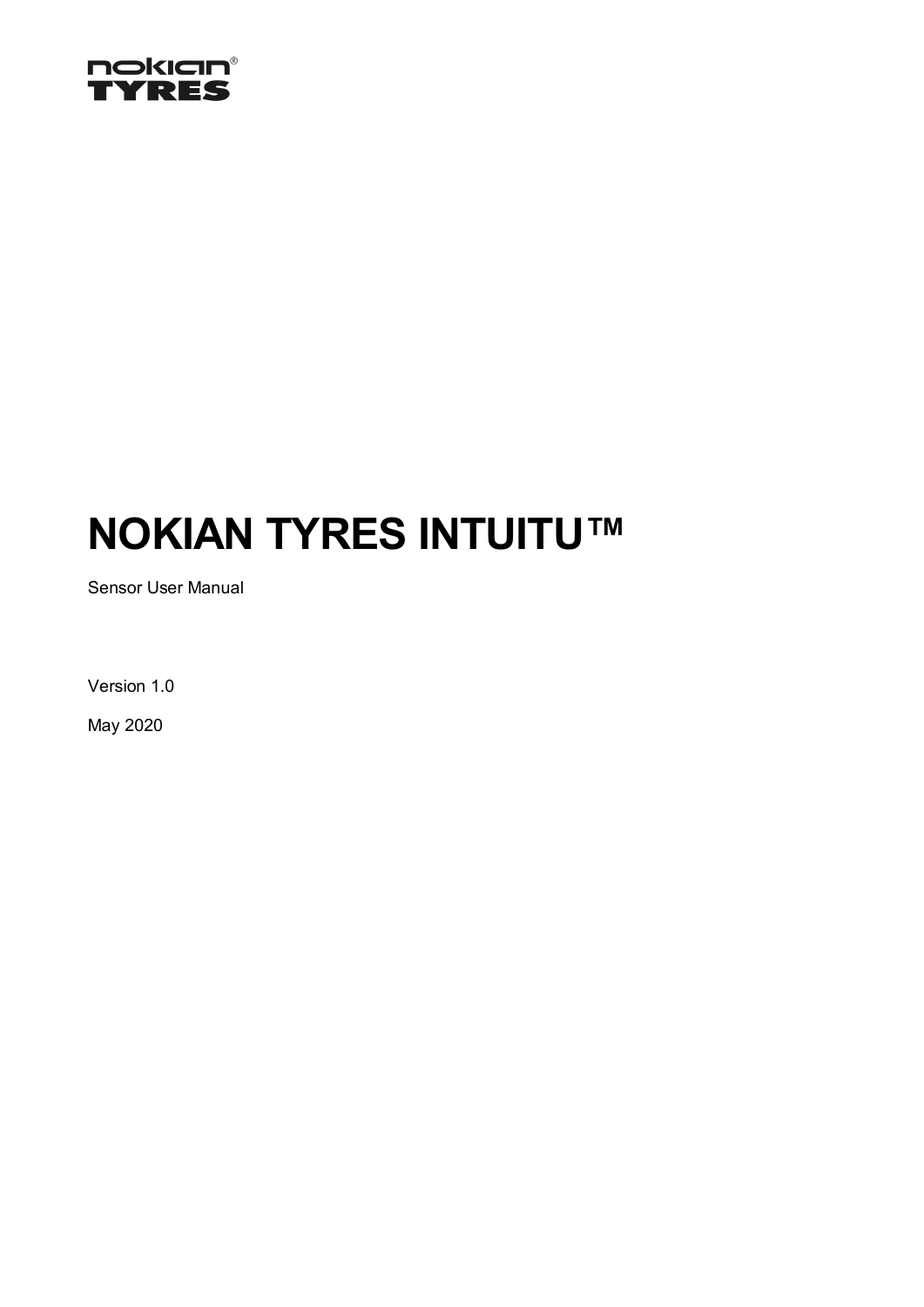nokian® TYRES

# NOKIAN TYRES INTUITU™

Sensor User Manual

Version 1.0

May 2020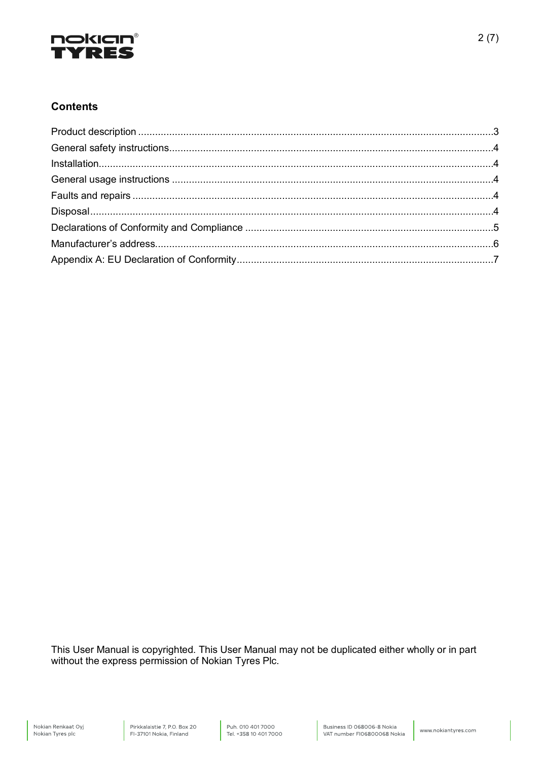## Contents

Product description ....................................................................................................................3
General safety instructions..........................................................................................................4
Installation....................................................................................................................................4
General usage instructions ..........................................................................................................4
Faults and repairs ........................................................................................................................4
Disposal.......................................................................................................................................4
Declarations of Conformity and Compliance ...............................................................................5
Manufacturer's address...............................................................................................................6
Appendix A: EU Declaration of Conformity..................................................................................7

This User Manual is copyrighted. This User Manual may not be duplicated either wholly or in part without the express permission of Nokian Tyres Plc.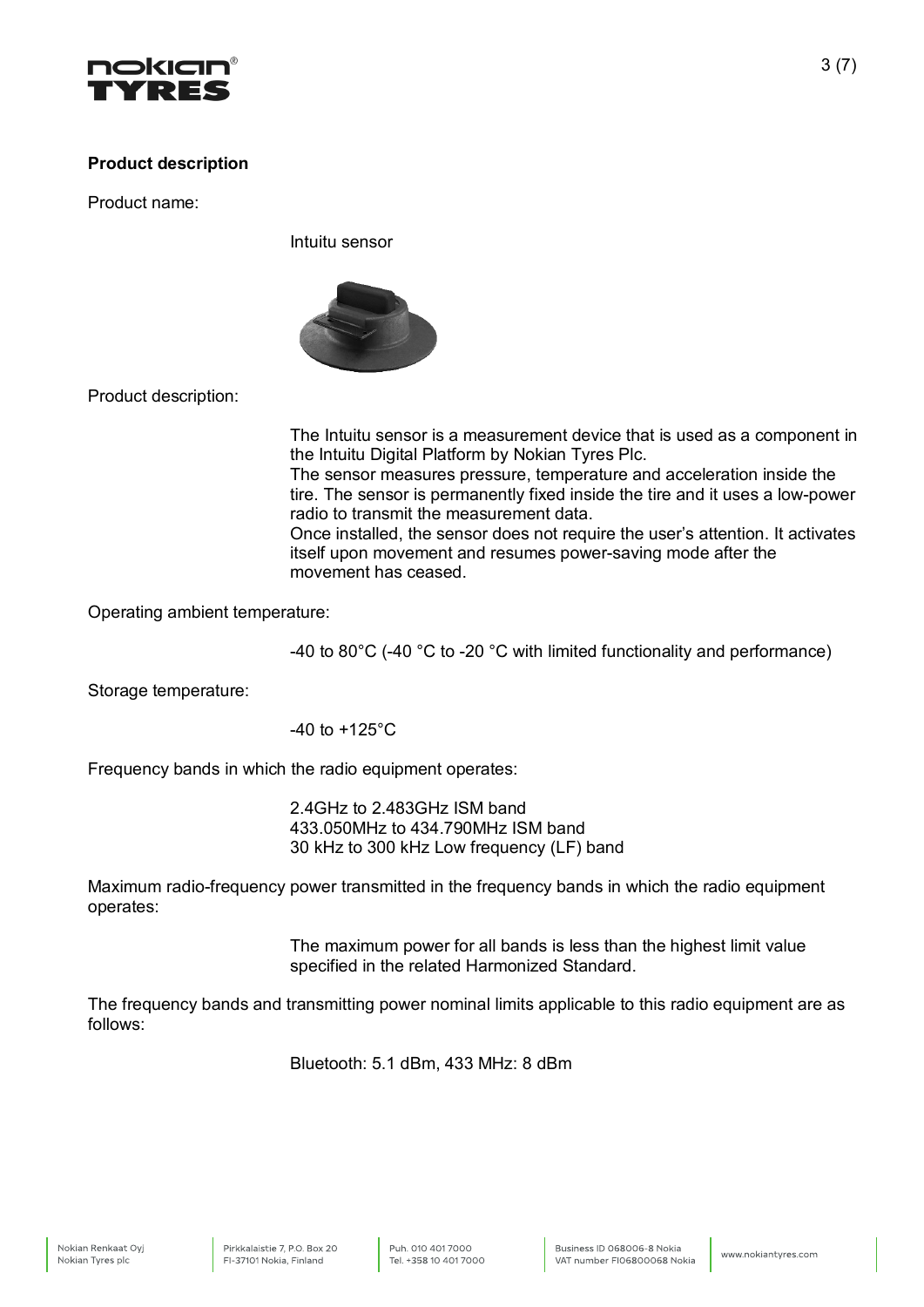**Product description**

Product name:

Intuitu sensor

Product description:

The Intuitu sensor is a measurement device that is used as a component in the Intuitu Digital Platform by Nokian Tyres Plc.
The sensor measures pressure, temperature and acceleration inside the tire. The sensor is permanently fixed inside the tire and it uses a low-power radio to transmit the measurement data.
Once installed, the sensor does not require the user's attention. It activates itself upon movement and resumes power-saving mode after the movement has ceased.

Operating ambient temperature:

-40 to 80°C (-40 °C to -20 °C with limited functionality and performance)

Storage temperature:

-40 to +125°C

Frequency bands in which the radio equipment operates:

2.4GHz to 2.483GHz ISM band
433.050MHz to 434.790MHz ISM band
30 kHz to 300 kHz Low frequency (LF) band

Maximum radio-frequency power transmitted in the frequency bands in which the radio equipment operates:

The maximum power for all bands is less than the highest limit value specified in the related Harmonized Standard.

The frequency bands and transmitting power nominal limits applicable to this radio equipment are as follows:

Bluetooth: 5.1 dBm, 433 MHz: 8 dBm

Nokian Renkaat Oyj
Nokian Tyres plc

Pirkkalaistie 7, P.O. Box 20
FI-37101 Nokia, Finland

Puh. 010 401 7000
Tel. +358 10 401 7000

Business ID 068006-8 Nokia
VAT number FI06800068 Nokia

www.nokiantyres.com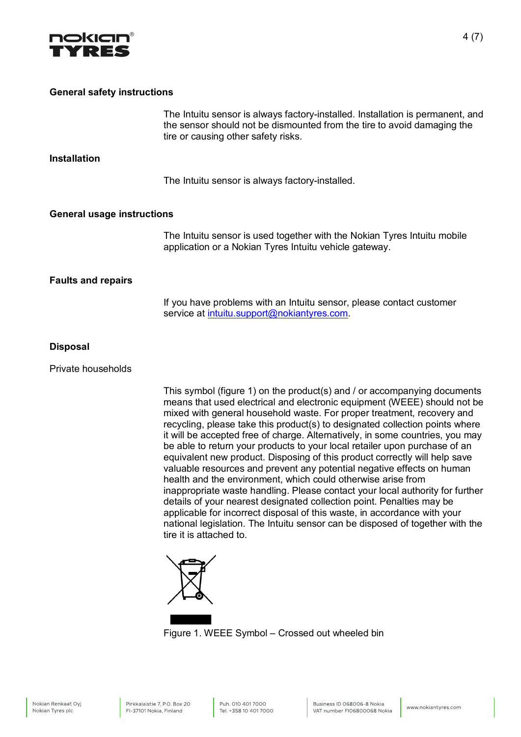## General safety instructions

The Intuitu sensor is always factory-installed. Installation is permanent, and the sensor should not be dismounted from the tire to avoid damaging the tire or causing other safety risks.

## Installation

The Intuitu sensor is always factory-installed.

## General usage instructions

The Intuitu sensor is used together with the Nokian Tyres Intuitu mobile application or a Nokian Tyres Intuitu vehicle gateway.

## Faults and repairs

If you have problems with an Intuitu sensor, please contact customer service at intuitu.support@nokiantyres.com.

## Disposal

Private households

This symbol (figure 1) on the product(s) and / or accompanying documents means that used electrical and electronic equipment (WEEE) should not be mixed with general household waste. For proper treatment, recovery and recycling, please take this product(s) to designated collection points where it will be accepted free of charge. Alternatively, in some countries, you may be able to return your products to your local retailer upon purchase of an equivalent new product. Disposing of this product correctly will help save valuable resources and prevent any potential negative effects on human health and the environment, which could otherwise arise from inappropriate waste handling. Please contact your local authority for further details of your nearest designated collection point. Penalties may be applicable for incorrect disposal of this waste, in accordance with your national legislation. The Intuitu sensor can be disposed of together with the tire it is attached to.

Figure 1. WEEE Symbol – Crossed out wheeled bin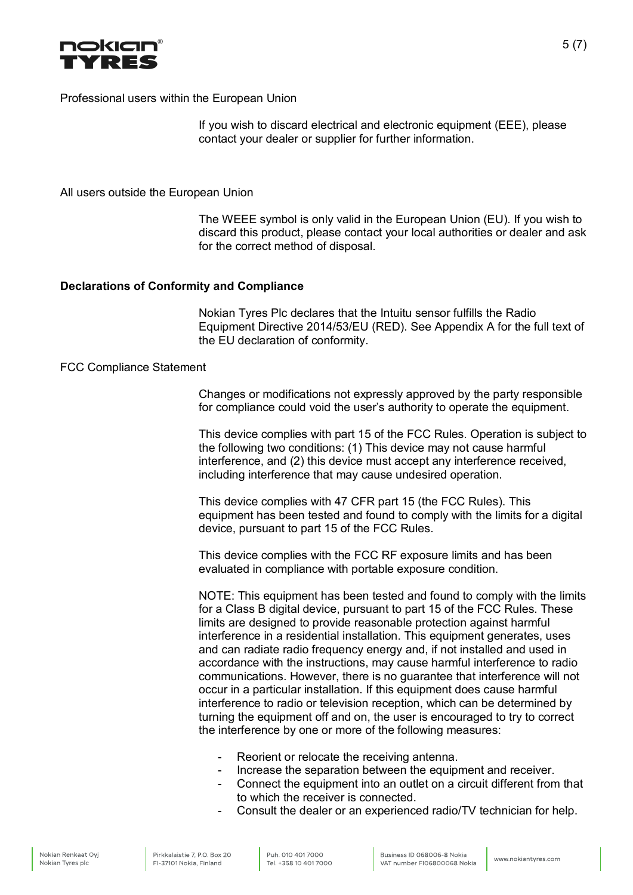Professional users within the European Union

If you wish to discard electrical and electronic equipment (EEE), please contact your dealer or supplier for further information.

All users outside the European Union

The WEEE symbol is only valid in the European Union (EU). If you wish to discard this product, please contact your local authorities or dealer and ask for the correct method of disposal.

**Declarations of Conformity and Compliance**

Nokian Tyres Plc declares that the Intuitu sensor fulfills the Radio Equipment Directive 2014/53/EU (RED). See Appendix A for the full text of the EU declaration of conformity.

FCC Compliance Statement

Changes or modifications not expressly approved by the party responsible for compliance could void the user's authority to operate the equipment.

This device complies with part 15 of the FCC Rules. Operation is subject to the following two conditions: (1) This device may not cause harmful interference, and (2) this device must accept any interference received, including interference that may cause undesired operation.

This device complies with 47 CFR part 15 (the FCC Rules). This equipment has been tested and found to comply with the limits for a digital device, pursuant to part 15 of the FCC Rules.

This device complies with the FCC RF exposure limits and has been evaluated in compliance with portable exposure condition.

NOTE: This equipment has been tested and found to comply with the limits for a Class B digital device, pursuant to part 15 of the FCC Rules. These limits are designed to provide reasonable protection against harmful interference in a residential installation. This equipment generates, uses and can radiate radio frequency energy and, if not installed and used in accordance with the instructions, may cause harmful interference to radio communications. However, there is no guarantee that interference will not occur in a particular installation. If this equipment does cause harmful interference to radio or television reception, which can be determined by turning the equipment off and on, the user is encouraged to try to correct the interference by one or more of the following measures:

- Reorient or relocate the receiving antenna.
- Increase the separation between the equipment and receiver.
- Connect the equipment into an outlet on a circuit different from that to which the receiver is connected.
- Consult the dealer or an experienced radio/TV technician for help.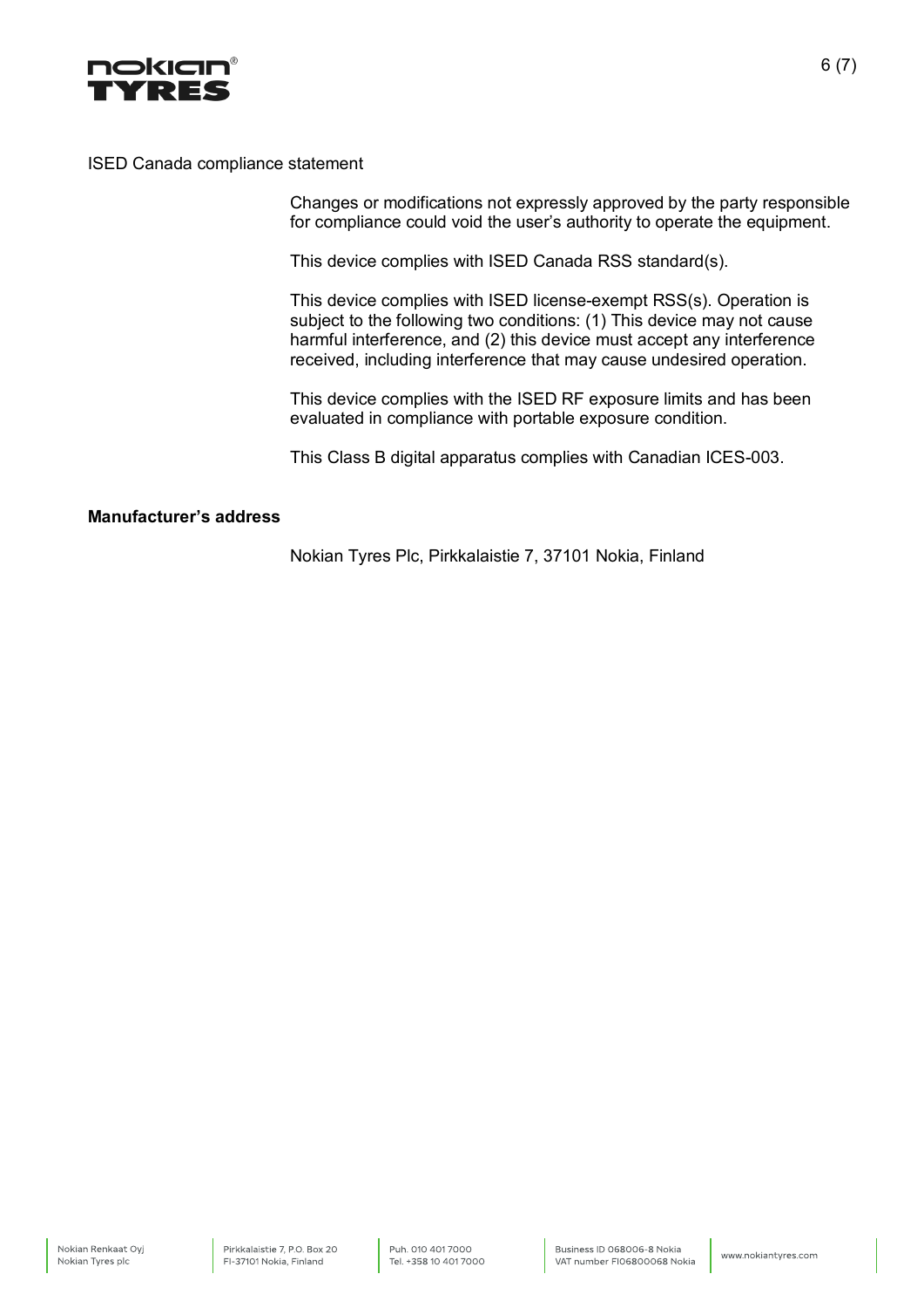ISED Canada compliance statement

Changes or modifications not expressly approved by the party responsible for compliance could void the user's authority to operate the equipment.

This device complies with ISED Canada RSS standard(s).

This device complies with ISED license-exempt RSS(s). Operation is subject to the following two conditions: (1) This device may not cause harmful interference, and (2) this device must accept any interference received, including interference that may cause undesired operation.

This device complies with the ISED RF exposure limits and has been evaluated in compliance with portable exposure condition.

This Class B digital apparatus complies with Canadian ICES-003.

**Manufacturer's address**

Nokian Tyres Plc, Pirkkalaistie 7, 37101 Nokia, Finland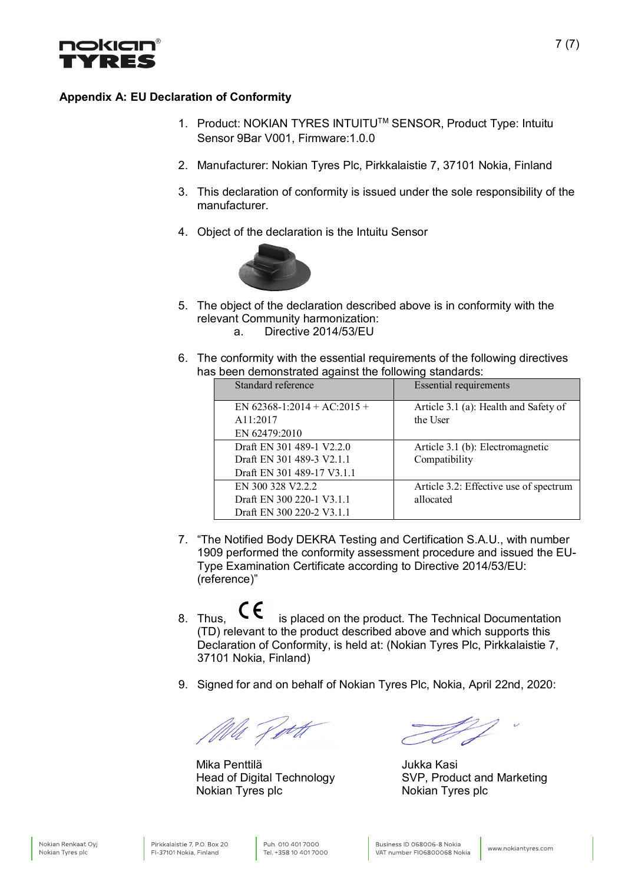## Appendix A: EU Declaration of Conformity

1. Product: NOKIAN TYRES INTUITU™ SENSOR, Product Type: Intuitu Sensor 9Bar V001, Firmware:1.0.0

2. Manufacturer: Nokian Tyres Plc, Pirkkalaistie 7, 37101 Nokia, Finland

3. This declaration of conformity is issued under the sole responsibility of the manufacturer.

4. Object of the declaration is the Intuitu Sensor

5. The object of the declaration described above is in conformity with the relevant Community harmonization:
   a. Directive 2014/53/EU

6. The conformity with the essential requirements of the following directives has been demonstrated against the following standards:

| Standard reference | Essential requirements |
|---|---|
| EN 62368-1:2014 + AC:2015 + A11:2017<br>EN 62479:2010 | Article 3.1 (a): Health and Safety of the User |
| Draft EN 301 489-1 V2.2.0<br>Draft EN 301 489-3 V2.1.1<br>Draft EN 301 489-17 V3.1.1 | Article 3.1 (b): Electromagnetic Compatibility |
| EN 300 328 V2.2.2<br>Draft EN 300 220-1 V3.1.1<br>Draft EN 300 220-2 V3.1.1 | Article 3.2: Effective use of spectrum allocated |

7. "The Notified Body DEKRA Testing and Certification S.A.U., with number 1909 performed the conformity assessment procedure and issued the EU-Type Examination Certificate according to Directive 2014/53/EU: (reference)"

8. Thus, CE is placed on the product. The Technical Documentation (TD) relevant to the product described above and which supports this Declaration of Conformity, is held at: (Nokian Tyres Plc, Pirkkalaistie 7, 37101 Nokia, Finland)

9. Signed for and on behalf of Nokian Tyres Plc, Nokia, April 22nd, 2020:

Mika Penttilä
Head of Digital Technology
Nokian Tyres plc

Jukka Kasi
SVP, Product and Marketing
Nokian Tyres plc

Nokian Renkaat Oyj | Nokian Tyres plc | Pirkkalaistie 7, P.O. Box 20 | FI-37101 Nokia, Finland | Puh. 010 401 7000 | Tel. +358 10 401 7000 | Business ID 068006-8 Nokia | VAT number FI06800068 Nokia | www.nokiantyres.com